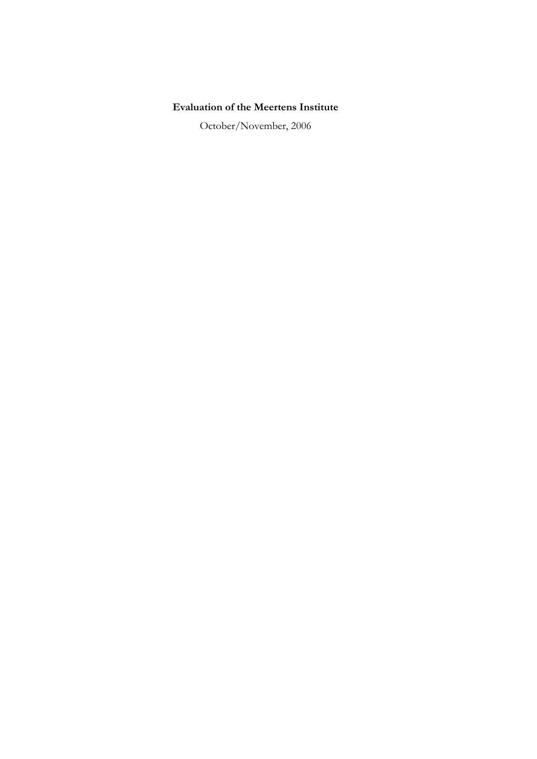# Evaluation of the Meertens Institute

October/November, 2006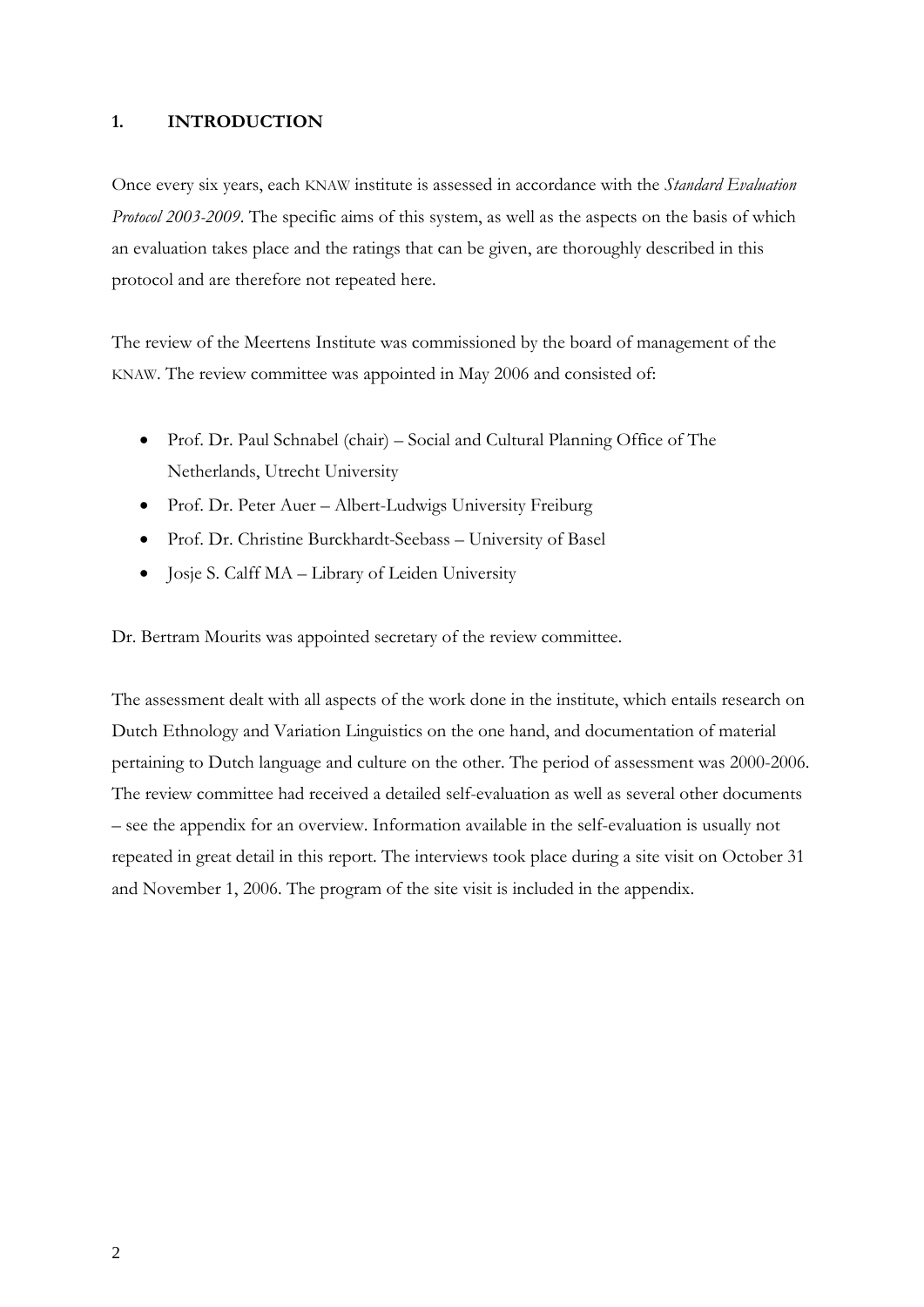## 1. INTRODUCTION

Once every six years, each KNAW institute is assessed in accordance with the *Standard Evaluation Protocol 2003-2009*. The specific aims of this system, as well as the aspects on the basis of which an evaluation takes place and the ratings that can be given, are thoroughly described in this protocol and are therefore not repeated here.

The review of the Meertens Institute was commissioned by the board of management of the KNAW. The review committee was appointed in May 2006 and consisted of:

- Prof. Dr. Paul Schnabel (chair) – Social and Cultural Planning Office of The Netherlands, Utrecht University
- Prof. Dr. Peter Auer – Albert-Ludwigs University Freiburg
- Prof. Dr. Christine Burckhardt-Seebass – University of Basel
- Josje S. Calff MA – Library of Leiden University

Dr. Bertram Mourits was appointed secretary of the review committee.

The assessment dealt with all aspects of the work done in the institute, which entails research on Dutch Ethnology and Variation Linguistics on the one hand, and documentation of material pertaining to Dutch language and culture on the other. The period of assessment was 2000-2006. The review committee had received a detailed self-evaluation as well as several other documents – see the appendix for an overview. Information available in the self-evaluation is usually not repeated in great detail in this report. The interviews took place during a site visit on October 31 and November 1, 2006. The program of the site visit is included in the appendix.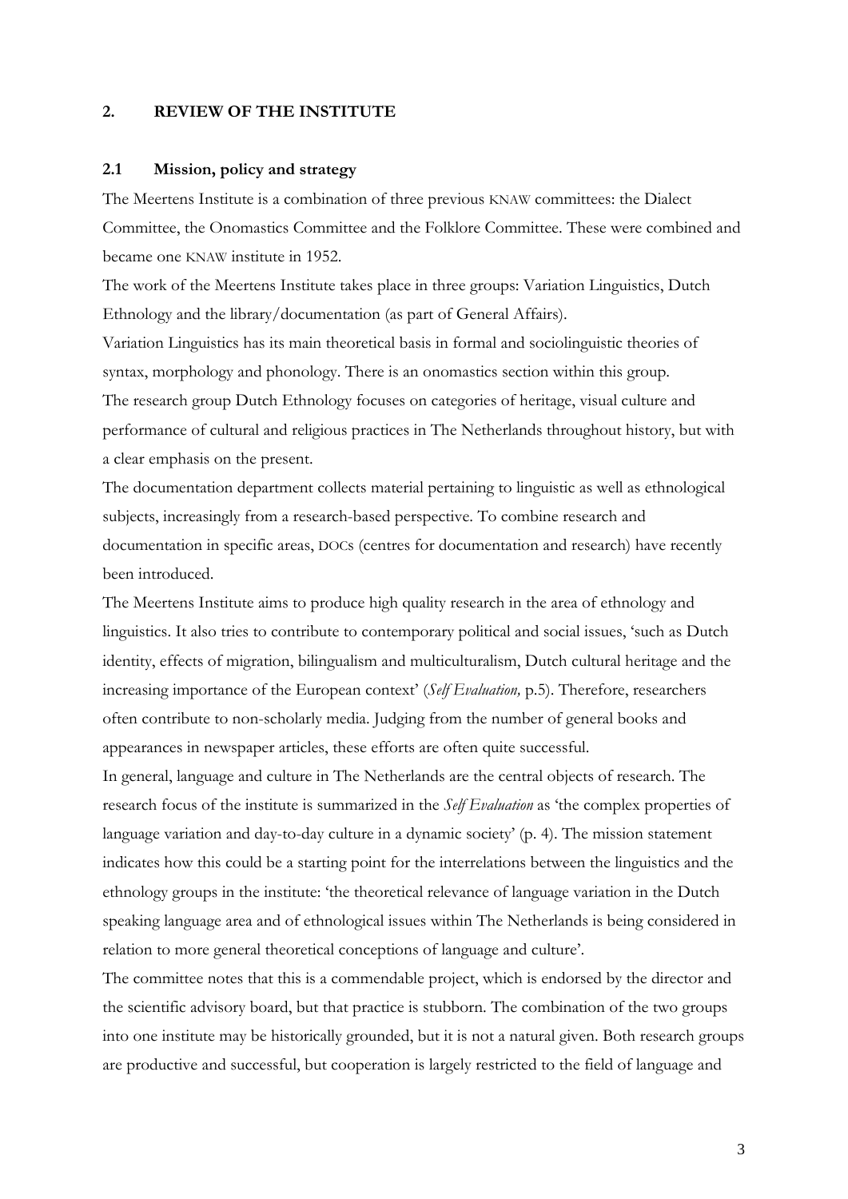## 2. REVIEW OF THE INSTITUTE

### 2.1 Mission, policy and strategy

The Meertens Institute is a combination of three previous KNAW committees: the Dialect Committee, the Onomastics Committee and the Folklore Committee. These were combined and became one KNAW institute in 1952.

The work of the Meertens Institute takes place in three groups: Variation Linguistics, Dutch Ethnology and the library/documentation (as part of General Affairs).

Variation Linguistics has its main theoretical basis in formal and sociolinguistic theories of syntax, morphology and phonology. There is an onomastics section within this group.

The research group Dutch Ethnology focuses on categories of heritage, visual culture and performance of cultural and religious practices in The Netherlands throughout history, but with a clear emphasis on the present.

The documentation department collects material pertaining to linguistic as well as ethnological subjects, increasingly from a research-based perspective. To combine research and documentation in specific areas, DOCs (centres for documentation and research) have recently been introduced.

The Meertens Institute aims to produce high quality research in the area of ethnology and linguistics. It also tries to contribute to contemporary political and social issues, 'such as Dutch identity, effects of migration, bilingualism and multiculturalism, Dutch cultural heritage and the increasing importance of the European context' (*Self Evaluation,* p.5). Therefore, researchers often contribute to non-scholarly media. Judging from the number of general books and appearances in newspaper articles, these efforts are often quite successful.

In general, language and culture in The Netherlands are the central objects of research. The research focus of the institute is summarized in the *Self Evaluation* as 'the complex properties of language variation and day-to-day culture in a dynamic society' (p. 4). The mission statement indicates how this could be a starting point for the interrelations between the linguistics and the ethnology groups in the institute: 'the theoretical relevance of language variation in the Dutch speaking language area and of ethnological issues within The Netherlands is being considered in relation to more general theoretical conceptions of language and culture'.

The committee notes that this is a commendable project, which is endorsed by the director and the scientific advisory board, but that practice is stubborn. The combination of the two groups into one institute may be historically grounded, but it is not a natural given. Both research groups are productive and successful, but cooperation is largely restricted to the field of language and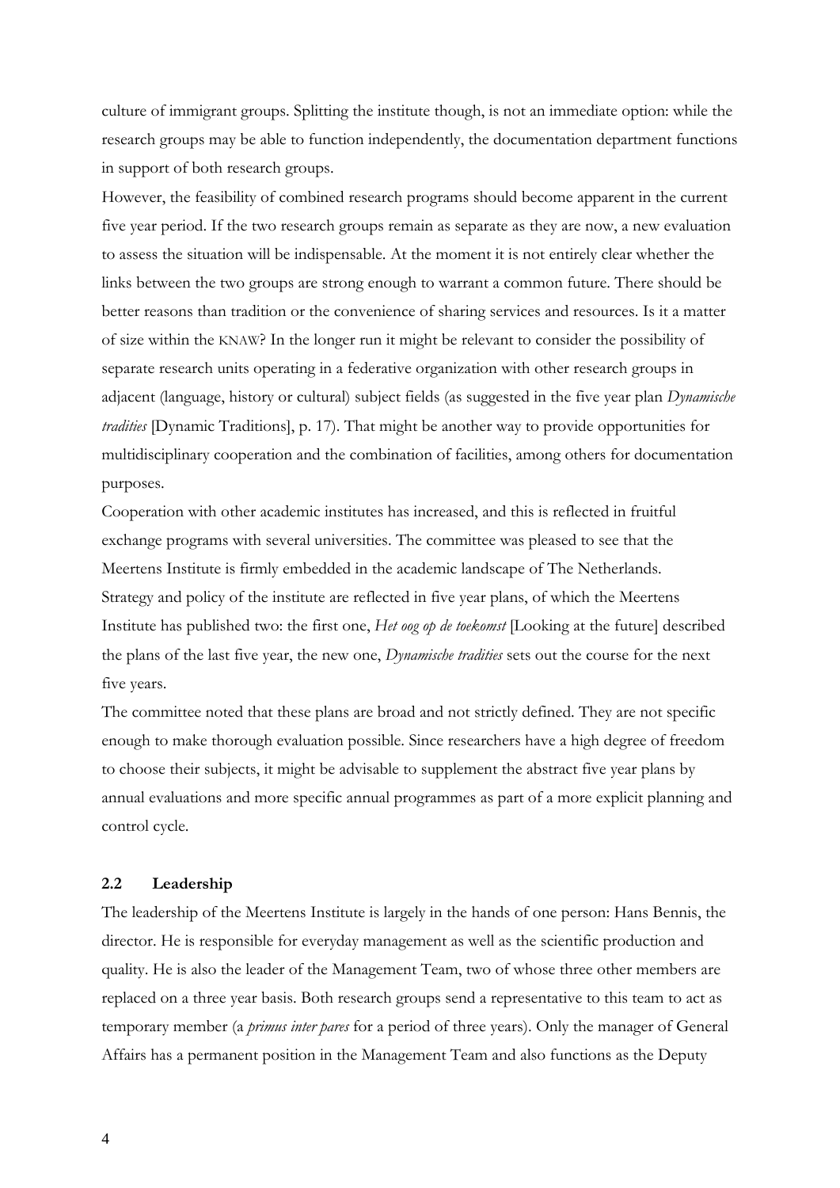culture of immigrant groups. Splitting the institute though, is not an immediate option: while the research groups may be able to function independently, the documentation department functions in support of both research groups.

However, the feasibility of combined research programs should become apparent in the current five year period. If the two research groups remain as separate as they are now, a new evaluation to assess the situation will be indispensable. At the moment it is not entirely clear whether the links between the two groups are strong enough to warrant a common future. There should be better reasons than tradition or the convenience of sharing services and resources. Is it a matter of size within the KNAW? In the longer run it might be relevant to consider the possibility of separate research units operating in a federative organization with other research groups in adjacent (language, history or cultural) subject fields (as suggested in the five year plan *Dynamische tradities* [Dynamic Traditions], p. 17). That might be another way to provide opportunities for multidisciplinary cooperation and the combination of facilities, among others for documentation purposes.

Cooperation with other academic institutes has increased, and this is reflected in fruitful exchange programs with several universities. The committee was pleased to see that the Meertens Institute is firmly embedded in the academic landscape of The Netherlands.

Strategy and policy of the institute are reflected in five year plans, of which the Meertens Institute has published two: the first one, *Het oog op de toekomst* [Looking at the future] described the plans of the last five year, the new one, *Dynamische tradities* sets out the course for the next five years.

The committee noted that these plans are broad and not strictly defined. They are not specific enough to make thorough evaluation possible. Since researchers have a high degree of freedom to choose their subjects, it might be advisable to supplement the abstract five year plans by annual evaluations and more specific annual programmes as part of a more explicit planning and control cycle.

## 2.2 Leadership

The leadership of the Meertens Institute is largely in the hands of one person: Hans Bennis, the director. He is responsible for everyday management as well as the scientific production and quality. He is also the leader of the Management Team, two of whose three other members are replaced on a three year basis. Both research groups send a representative to this team to act as temporary member (a *primus inter pares* for a period of three years). Only the manager of General Affairs has a permanent position in the Management Team and also functions as the Deputy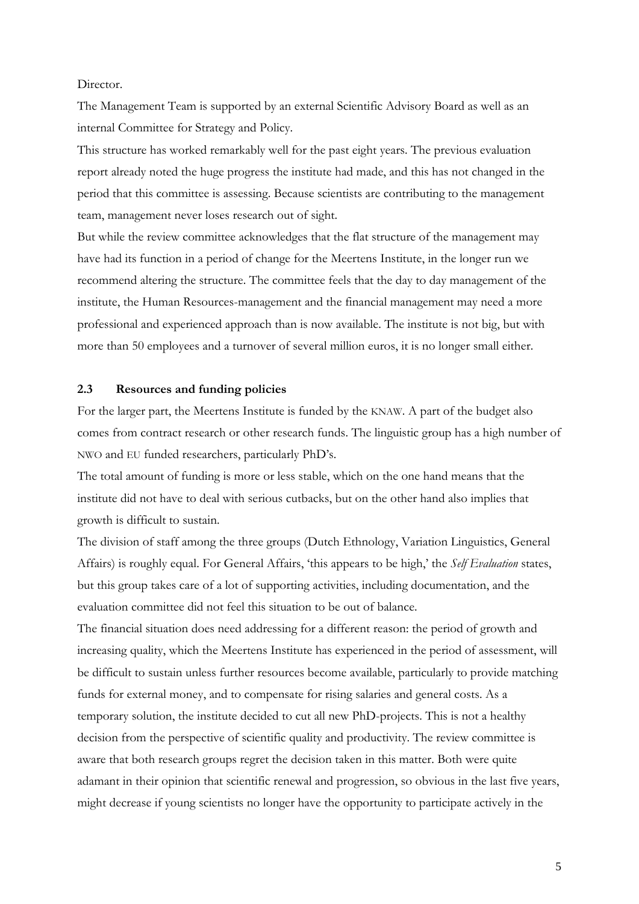Director.

The Management Team is supported by an external Scientific Advisory Board as well as an internal Committee for Strategy and Policy.

This structure has worked remarkably well for the past eight years. The previous evaluation report already noted the huge progress the institute had made, and this has not changed in the period that this committee is assessing. Because scientists are contributing to the management team, management never loses research out of sight.

But while the review committee acknowledges that the flat structure of the management may have had its function in a period of change for the Meertens Institute, in the longer run we recommend altering the structure. The committee feels that the day to day management of the institute, the Human Resources-management and the financial management may need a more professional and experienced approach than is now available. The institute is not big, but with more than 50 employees and a turnover of several million euros, it is no longer small either.

## 2.3 Resources and funding policies

For the larger part, the Meertens Institute is funded by the KNAW. A part of the budget also comes from contract research or other research funds. The linguistic group has a high number of NWO and EU funded researchers, particularly PhD's.

The total amount of funding is more or less stable, which on the one hand means that the institute did not have to deal with serious cutbacks, but on the other hand also implies that growth is difficult to sustain.

The division of staff among the three groups (Dutch Ethnology, Variation Linguistics, General Affairs) is roughly equal. For General Affairs, 'this appears to be high,' the *Self Evaluation* states, but this group takes care of a lot of supporting activities, including documentation, and the evaluation committee did not feel this situation to be out of balance.

The financial situation does need addressing for a different reason: the period of growth and increasing quality, which the Meertens Institute has experienced in the period of assessment, will be difficult to sustain unless further resources become available, particularly to provide matching funds for external money, and to compensate for rising salaries and general costs. As a temporary solution, the institute decided to cut all new PhD-projects. This is not a healthy decision from the perspective of scientific quality and productivity. The review committee is aware that both research groups regret the decision taken in this matter. Both were quite adamant in their opinion that scientific renewal and progression, so obvious in the last five years, might decrease if young scientists no longer have the opportunity to participate actively in the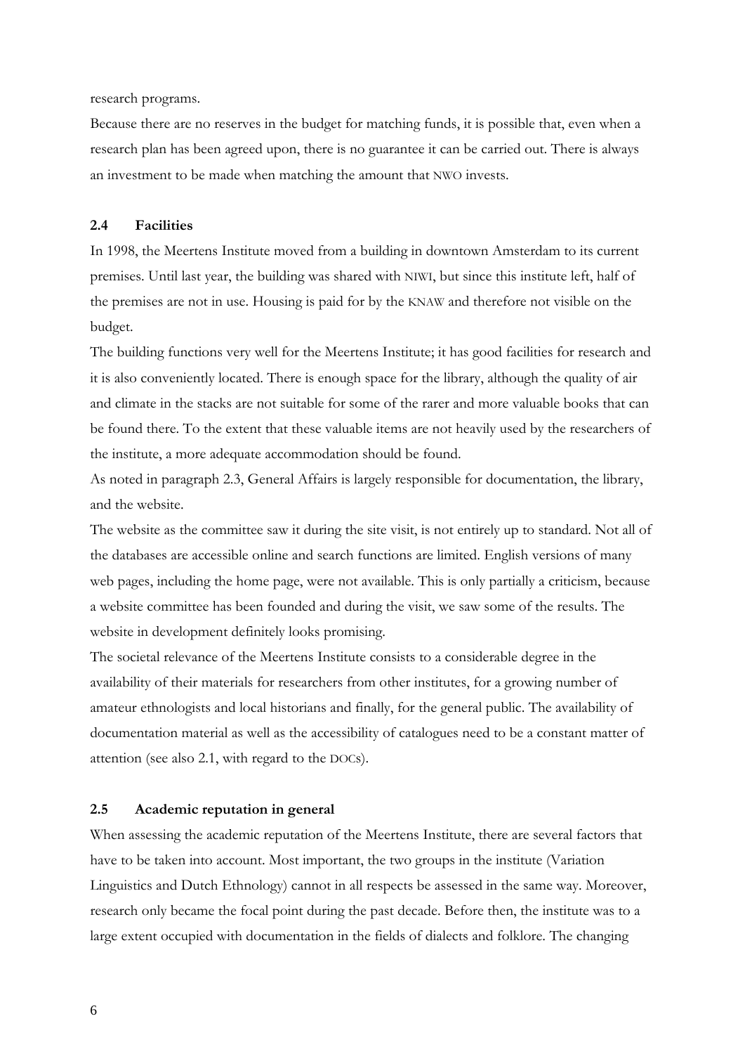research programs.

Because there are no reserves in the budget for matching funds, it is possible that, even when a research plan has been agreed upon, there is no guarantee it can be carried out. There is always an investment to be made when matching the amount that NWO invests.

### 2.4 Facilities

In 1998, the Meertens Institute moved from a building in downtown Amsterdam to its current premises. Until last year, the building was shared with NIWI, but since this institute left, half of the premises are not in use. Housing is paid for by the KNAW and therefore not visible on the budget.

The building functions very well for the Meertens Institute; it has good facilities for research and it is also conveniently located. There is enough space for the library, although the quality of air and climate in the stacks are not suitable for some of the rarer and more valuable books that can be found there. To the extent that these valuable items are not heavily used by the researchers of the institute, a more adequate accommodation should be found.

As noted in paragraph 2.3, General Affairs is largely responsible for documentation, the library, and the website.

The website as the committee saw it during the site visit, is not entirely up to standard. Not all of the databases are accessible online and search functions are limited. English versions of many web pages, including the home page, were not available. This is only partially a criticism, because a website committee has been founded and during the visit, we saw some of the results. The website in development definitely looks promising.

The societal relevance of the Meertens Institute consists to a considerable degree in the availability of their materials for researchers from other institutes, for a growing number of amateur ethnologists and local historians and finally, for the general public. The availability of documentation material as well as the accessibility of catalogues need to be a constant matter of attention (see also 2.1, with regard to the DOCs).

### 2.5 Academic reputation in general

When assessing the academic reputation of the Meertens Institute, there are several factors that have to be taken into account. Most important, the two groups in the institute (Variation Linguistics and Dutch Ethnology) cannot in all respects be assessed in the same way. Moreover, research only became the focal point during the past decade. Before then, the institute was to a large extent occupied with documentation in the fields of dialects and folklore. The changing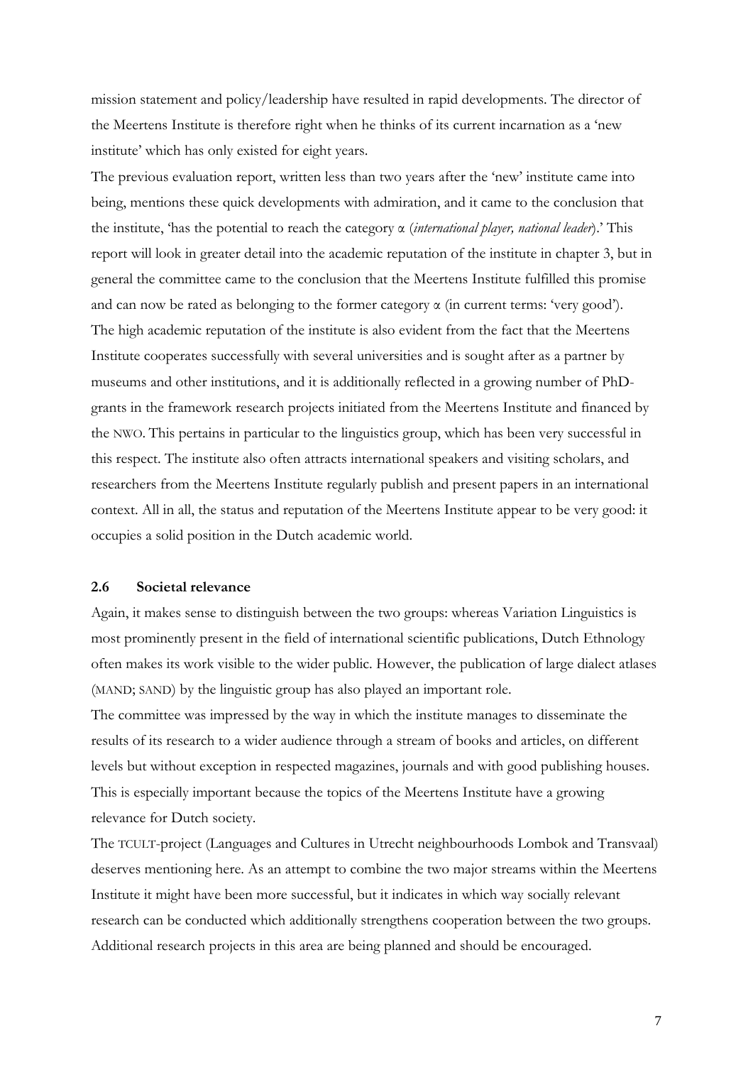mission statement and policy/leadership have resulted in rapid developments. The director of the Meertens Institute is therefore right when he thinks of its current incarnation as a 'new institute' which has only existed for eight years.

The previous evaluation report, written less than two years after the 'new' institute came into being, mentions these quick developments with admiration, and it came to the conclusion that the institute, 'has the potential to reach the category α (*international player, national leader*).' This report will look in greater detail into the academic reputation of the institute in chapter 3, but in general the committee came to the conclusion that the Meertens Institute fulfilled this promise and can now be rated as belonging to the former category α (in current terms: 'very good'). The high academic reputation of the institute is also evident from the fact that the Meertens Institute cooperates successfully with several universities and is sought after as a partner by museums and other institutions, and it is additionally reflected in a growing number of PhD-grants in the framework research projects initiated from the Meertens Institute and financed by the NWO. This pertains in particular to the linguistics group, which has been very successful in this respect. The institute also often attracts international speakers and visiting scholars, and researchers from the Meertens Institute regularly publish and present papers in an international context. All in all, the status and reputation of the Meertens Institute appear to be very good: it occupies a solid position in the Dutch academic world.

### 2.6 Societal relevance

Again, it makes sense to distinguish between the two groups: whereas Variation Linguistics is most prominently present in the field of international scientific publications, Dutch Ethnology often makes its work visible to the wider public. However, the publication of large dialect atlases (MAND; SAND) by the linguistic group has also played an important role.

The committee was impressed by the way in which the institute manages to disseminate the results of its research to a wider audience through a stream of books and articles, on different levels but without exception in respected magazines, journals and with good publishing houses. This is especially important because the topics of the Meertens Institute have a growing relevance for Dutch society.

The TCULT-project (Languages and Cultures in Utrecht neighbourhoods Lombok and Transvaal) deserves mentioning here. As an attempt to combine the two major streams within the Meertens Institute it might have been more successful, but it indicates in which way socially relevant research can be conducted which additionally strengthens cooperation between the two groups. Additional research projects in this area are being planned and should be encouraged.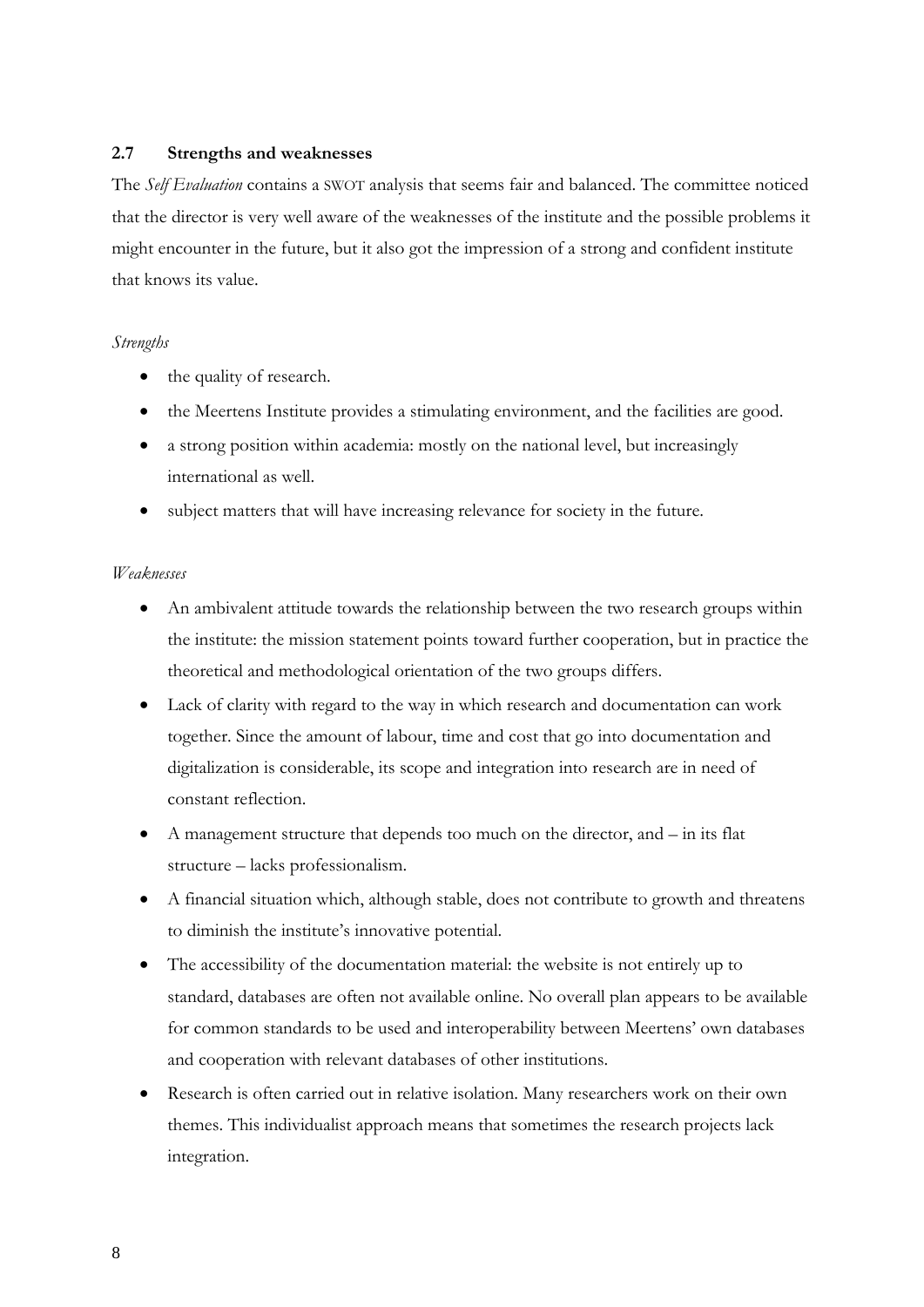## 2.7 Strengths and weaknesses

The *Self Evaluation* contains a SWOT analysis that seems fair and balanced. The committee noticed that the director is very well aware of the weaknesses of the institute and the possible problems it might encounter in the future, but it also got the impression of a strong and confident institute that knows its value.

*Strengths*

- the quality of research.
- the Meertens Institute provides a stimulating environment, and the facilities are good.
- a strong position within academia: mostly on the national level, but increasingly international as well.
- subject matters that will have increasing relevance for society in the future.

*Weaknesses*

- An ambivalent attitude towards the relationship between the two research groups within the institute: the mission statement points toward further cooperation, but in practice the theoretical and methodological orientation of the two groups differs.
- Lack of clarity with regard to the way in which research and documentation can work together. Since the amount of labour, time and cost that go into documentation and digitalization is considerable, its scope and integration into research are in need of constant reflection.
- A management structure that depends too much on the director, and – in its flat structure – lacks professionalism.
- A financial situation which, although stable, does not contribute to growth and threatens to diminish the institute's innovative potential.
- The accessibility of the documentation material: the website is not entirely up to standard, databases are often not available online. No overall plan appears to be available for common standards to be used and interoperability between Meertens' own databases and cooperation with relevant databases of other institutions.
- Research is often carried out in relative isolation. Many researchers work on their own themes. This individualist approach means that sometimes the research projects lack integration.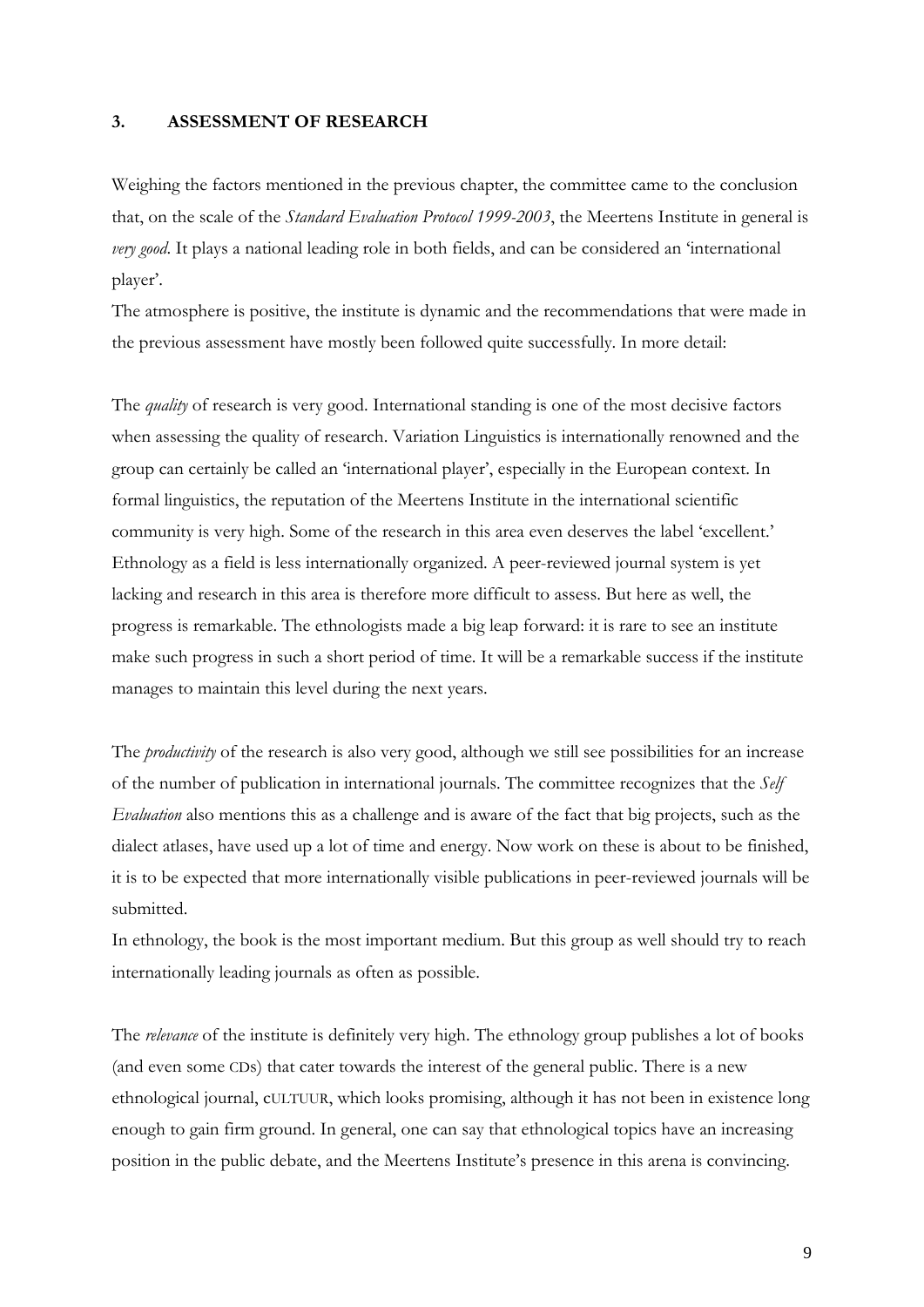## 3. ASSESSMENT OF RESEARCH

Weighing the factors mentioned in the previous chapter, the committee came to the conclusion that, on the scale of the *Standard Evaluation Protocol 1999-2003*, the Meertens Institute in general is *very good*. It plays a national leading role in both fields, and can be considered an 'international player'.

The atmosphere is positive, the institute is dynamic and the recommendations that were made in the previous assessment have mostly been followed quite successfully. In more detail:

The *quality* of research is very good. International standing is one of the most decisive factors when assessing the quality of research. Variation Linguistics is internationally renowned and the group can certainly be called an 'international player', especially in the European context. In formal linguistics, the reputation of the Meertens Institute in the international scientific community is very high. Some of the research in this area even deserves the label 'excellent.' Ethnology as a field is less internationally organized. A peer-reviewed journal system is yet lacking and research in this area is therefore more difficult to assess. But here as well, the progress is remarkable. The ethnologists made a big leap forward: it is rare to see an institute make such progress in such a short period of time. It will be a remarkable success if the institute manages to maintain this level during the next years.

The *productivity* of the research is also very good, although we still see possibilities for an increase of the number of publication in international journals. The committee recognizes that the *Self Evaluation* also mentions this as a challenge and is aware of the fact that big projects, such as the dialect atlases, have used up a lot of time and energy. Now work on these is about to be finished, it is to be expected that more internationally visible publications in peer-reviewed journals will be submitted.

In ethnology, the book is the most important medium. But this group as well should try to reach internationally leading journals as often as possible.

The *relevance* of the institute is definitely very high. The ethnology group publishes a lot of books (and even some CDs) that cater towards the interest of the general public. There is a new ethnological journal, cULTUUR, which looks promising, although it has not been in existence long enough to gain firm ground. In general, one can say that ethnological topics have an increasing position in the public debate, and the Meertens Institute's presence in this arena is convincing.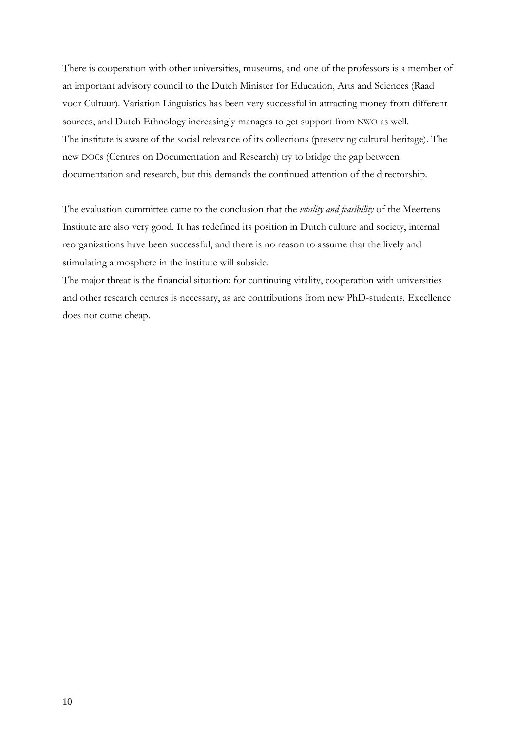There is cooperation with other universities, museums, and one of the professors is a member of an important advisory council to the Dutch Minister for Education, Arts and Sciences (Raad voor Cultuur). Variation Linguistics has been very successful in attracting money from different sources, and Dutch Ethnology increasingly manages to get support from NWO as well.
The institute is aware of the social relevance of its collections (preserving cultural heritage). The new DOCs (Centres on Documentation and Research) try to bridge the gap between documentation and research, but this demands the continued attention of the directorship.

The evaluation committee came to the conclusion that the *vitality and feasibility* of the Meertens Institute are also very good. It has redefined its position in Dutch culture and society, internal reorganizations have been successful, and there is no reason to assume that the lively and stimulating atmosphere in the institute will subside.
The major threat is the financial situation: for continuing vitality, cooperation with universities and other research centres is necessary, as are contributions from new PhD-students. Excellence does not come cheap.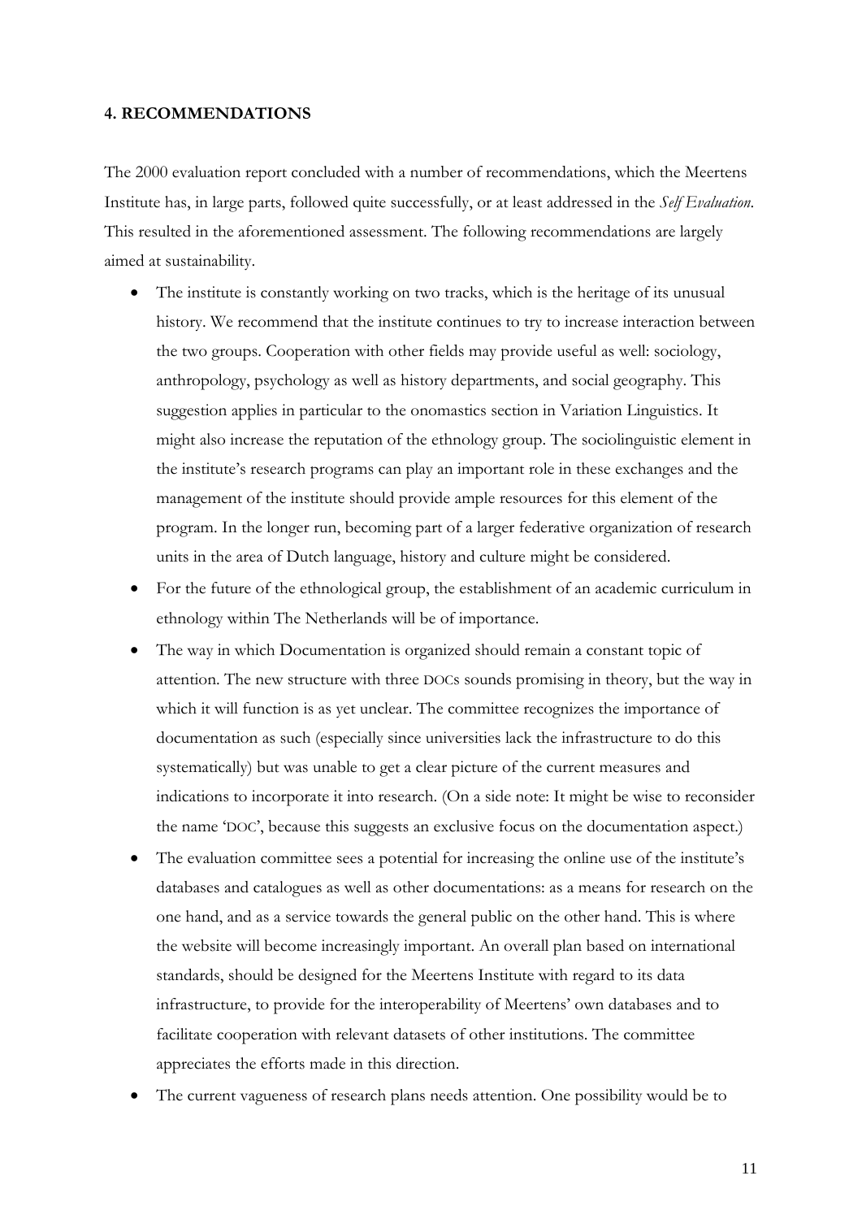## 4. RECOMMENDATIONS

The 2000 evaluation report concluded with a number of recommendations, which the Meertens Institute has, in large parts, followed quite successfully, or at least addressed in the *Self Evaluation*. This resulted in the aforementioned assessment. The following recommendations are largely aimed at sustainability.

- The institute is constantly working on two tracks, which is the heritage of its unusual history. We recommend that the institute continues to try to increase interaction between the two groups. Cooperation with other fields may provide useful as well: sociology, anthropology, psychology as well as history departments, and social geography. This suggestion applies in particular to the onomastics section in Variation Linguistics. It might also increase the reputation of the ethnology group. The sociolinguistic element in the institute's research programs can play an important role in these exchanges and the management of the institute should provide ample resources for this element of the program. In the longer run, becoming part of a larger federative organization of research units in the area of Dutch language, history and culture might be considered.
- For the future of the ethnological group, the establishment of an academic curriculum in ethnology within The Netherlands will be of importance.
- The way in which Documentation is organized should remain a constant topic of attention. The new structure with three DOCs sounds promising in theory, but the way in which it will function is as yet unclear. The committee recognizes the importance of documentation as such (especially since universities lack the infrastructure to do this systematically) but was unable to get a clear picture of the current measures and indications to incorporate it into research. (On a side note: It might be wise to reconsider the name 'DOC', because this suggests an exclusive focus on the documentation aspect.)
- The evaluation committee sees a potential for increasing the online use of the institute's databases and catalogues as well as other documentations: as a means for research on the one hand, and as a service towards the general public on the other hand. This is where the website will become increasingly important. An overall plan based on international standards, should be designed for the Meertens Institute with regard to its data infrastructure, to provide for the interoperability of Meertens' own databases and to facilitate cooperation with relevant datasets of other institutions. The committee appreciates the efforts made in this direction.
- The current vagueness of research plans needs attention. One possibility would be to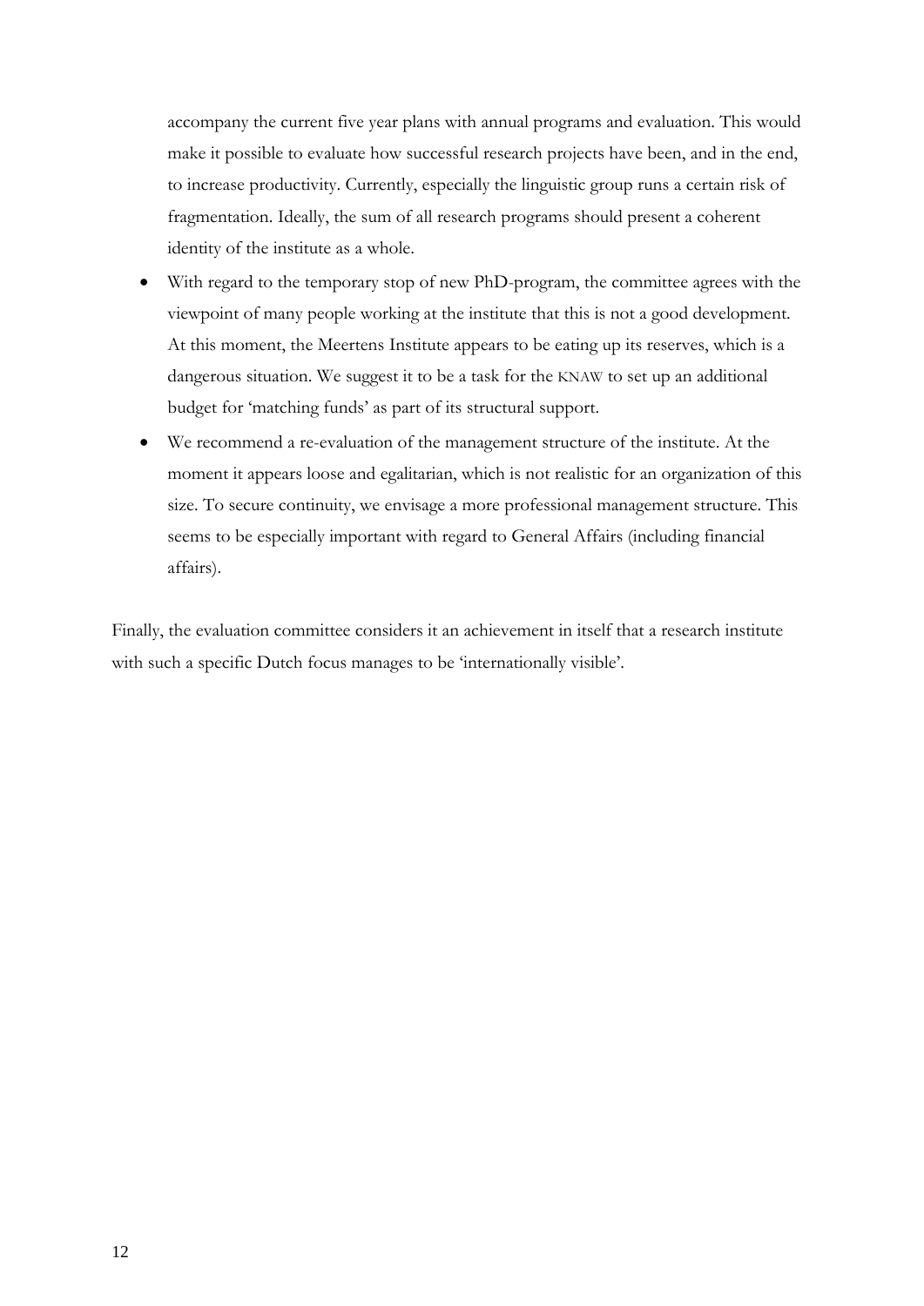accompany the current five year plans with annual programs and evaluation. This would make it possible to evaluate how successful research projects have been, and in the end, to increase productivity. Currently, especially the linguistic group runs a certain risk of fragmentation. Ideally, the sum of all research programs should present a coherent identity of the institute as a whole.

- With regard to the temporary stop of new PhD-program, the committee agrees with the viewpoint of many people working at the institute that this is not a good development. At this moment, the Meertens Institute appears to be eating up its reserves, which is a dangerous situation. We suggest it to be a task for the KNAW to set up an additional budget for 'matching funds' as part of its structural support.
- We recommend a re-evaluation of the management structure of the institute. At the moment it appears loose and egalitarian, which is not realistic for an organization of this size. To secure continuity, we envisage a more professional management structure. This seems to be especially important with regard to General Affairs (including financial affairs).

Finally, the evaluation committee considers it an achievement in itself that a research institute with such a specific Dutch focus manages to be 'internationally visible'.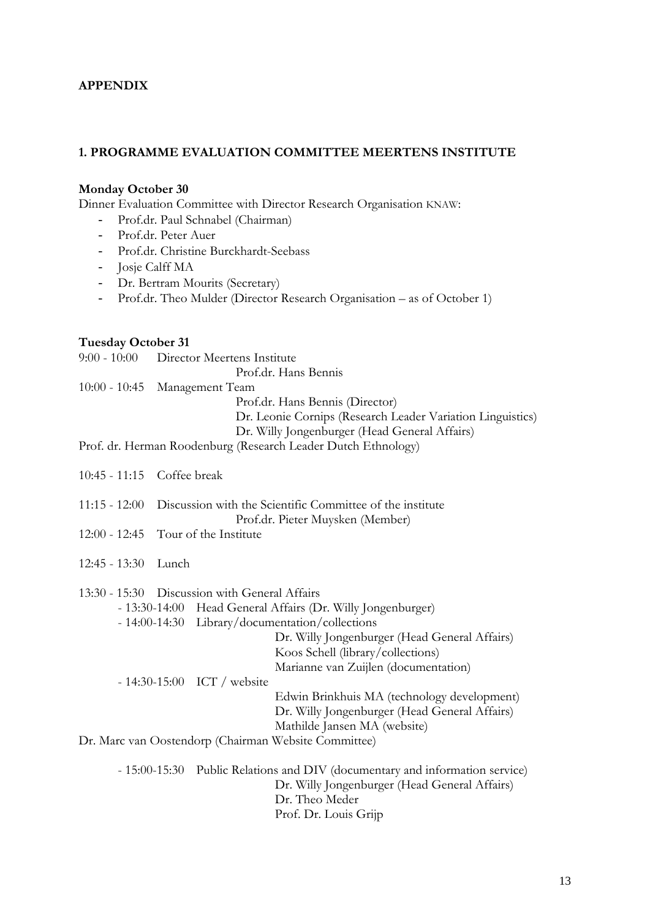**APPENDIX**

## 1. PROGRAMME EVALUATION COMMITTEE MEERTENS INSTITUTE

**Monday October 30**

Dinner Evaluation Committee with Director Research Organisation KNAW:

- Prof.dr. Paul Schnabel (Chairman)
- Prof.dr. Peter Auer
- Prof.dr. Christine Burckhardt-Seebass
- Josje Calff MA
- Dr. Bertram Mourits (Secretary)
- Prof.dr. Theo Mulder (Director Research Organisation – as of October 1)

**Tuesday October 31**

9:00 - 10:00 Director Meertens Institute
 Prof.dr. Hans Bennis

10:00 - 10:45 Management Team
 Prof.dr. Hans Bennis (Director)
 Dr. Leonie Cornips (Research Leader Variation Linguistics)
 Dr. Willy Jongenburger (Head General Affairs)
 Prof. dr. Herman Roodenburg (Research Leader Dutch Ethnology)

10:45 - 11:15 Coffee break

11:15 - 12:00 Discussion with the Scientific Committee of the institute
 Prof.dr. Pieter Muysken (Member)

12:00 - 12:45 Tour of the Institute

12:45 - 13:30 Lunch

13:30 - 15:30 Discussion with General Affairs

- 13:30-14:00 Head General Affairs (Dr. Willy Jongenburger)
- 14:00-14:30 Library/documentation/collections
 Dr. Willy Jongenburger (Head General Affairs)
 Koos Schell (library/collections)
 Marianne van Zuijlen (documentation)
- 14:30-15:00 ICT / website
 Edwin Brinkhuis MA (technology development)
 Dr. Willy Jongenburger (Head General Affairs)
 Mathilde Jansen MA (website)
 Dr. Marc van Oostendorp (Chairman Website Committee)
- 15:00-15:30 Public Relations and DIV (documentary and information service)
 Dr. Willy Jongenburger (Head General Affairs)
 Dr. Theo Meder
 Prof. Dr. Louis Grijp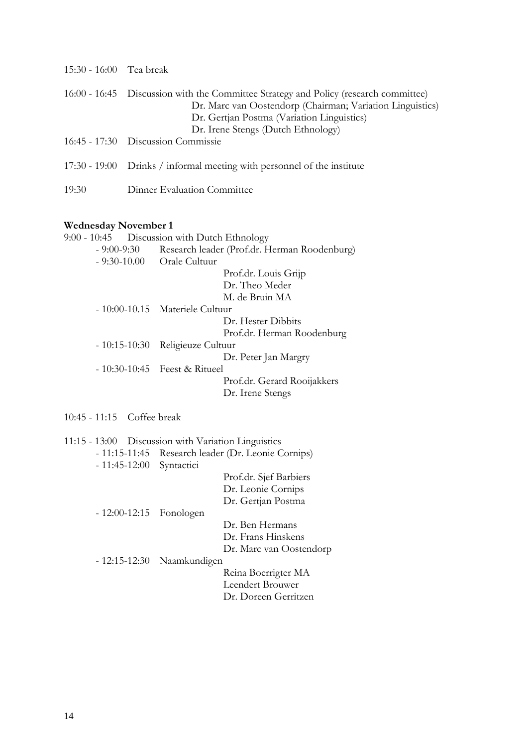15:30 - 16:00 Tea break

16:00 - 16:45 Discussion with the Committee Strategy and Policy (research committee)

Dr. Marc van Oostendorp (Chairman; Variation Linguistics)
Dr. Gertjan Postma (Variation Linguistics)
Dr. Irene Stengs (Dutch Ethnology)

16:45 - 17:30 Discussion Commissie

17:30 - 19:00 Drinks / informal meeting with personnel of the institute

19:30 Dinner Evaluation Committee

**Wednesday November 1**

9:00 - 10:45 Discussion with Dutch Ethnology

- 9:00-9:30 Research leader (Prof.dr. Herman Roodenburg)
- 9:30-10.00 Orale Cultuur
  - Prof.dr. Louis Grijp
  - Dr. Theo Meder
  - M. de Bruin MA
- 10:00-10.15 Materiele Cultuur
  - Dr. Hester Dibbits
  - Prof.dr. Herman Roodenburg
- 10:15-10:30 Religieuze Cultuur
  - Dr. Peter Jan Margry
- 10:30-10:45 Feest & Ritueel
  - Prof.dr. Gerard Rooijakkers
  - Dr. Irene Stengs

10:45 - 11:15 Coffee break

11:15 - 13:00 Discussion with Variation Linguistics

- 11:15-11:45 Research leader (Dr. Leonie Cornips)
- 11:45-12:00 Syntactici
  - Prof.dr. Sjef Barbiers
  - Dr. Leonie Cornips
  - Dr. Gertjan Postma
- 12:00-12:15 Fonologen
  - Dr. Ben Hermans
  - Dr. Frans Hinskens
  - Dr. Marc van Oostendorp
- 12:15-12:30 Naamkundigen
  - Reina Boerrigter MA
  - Leendert Brouwer
  - Dr. Doreen Gerritzen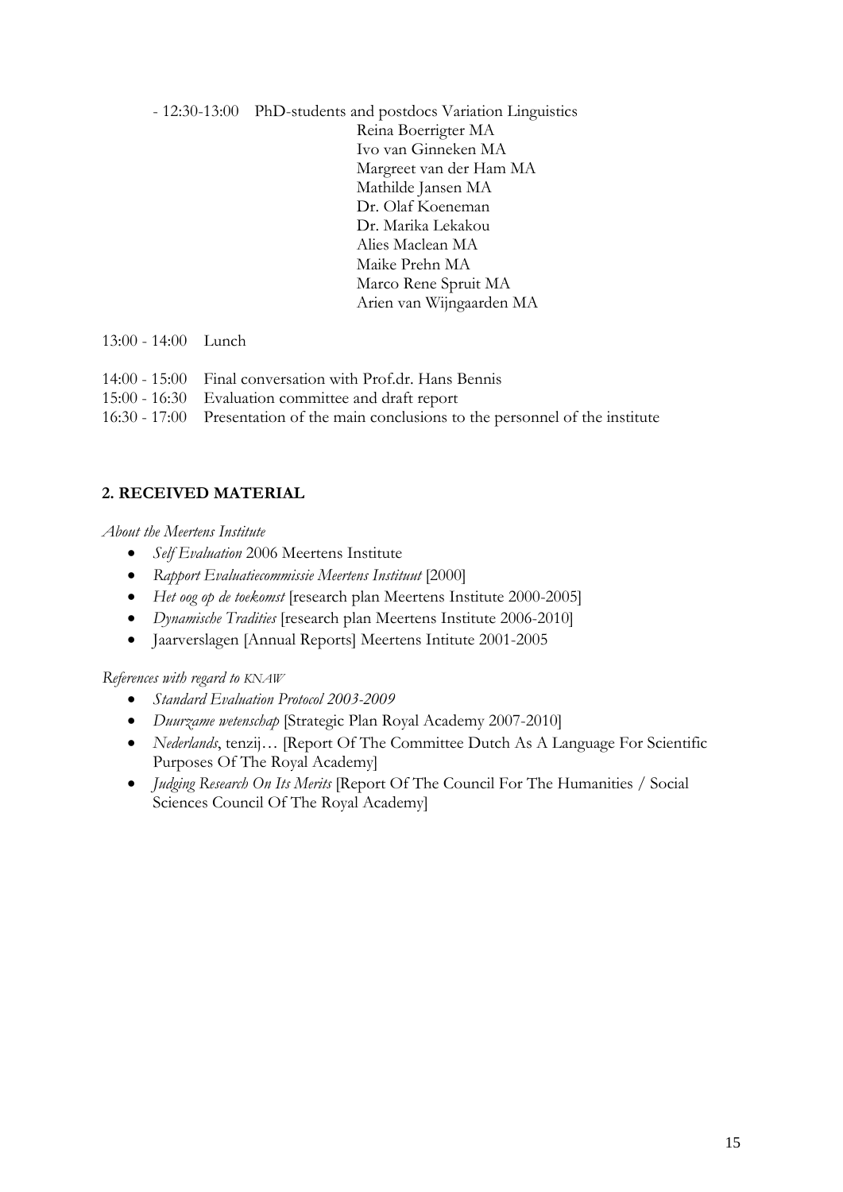- 12:30-13:00 PhD-students and postdocs Variation Linguistics
  Reina Boerrigter MA
  Ivo van Ginneken MA
  Margreet van der Ham MA
  Mathilde Jansen MA
  Dr. Olaf Koeneman
  Dr. Marika Lekakou
  Alies Maclean MA
  Maike Prehn MA
  Marco Rene Spruit MA
  Arien van Wijngaarden MA

13:00 - 14:00 Lunch

14:00 - 15:00 Final conversation with Prof.dr. Hans Bennis
15:00 - 16:30 Evaluation committee and draft report
16:30 - 17:00 Presentation of the main conclusions to the personnel of the institute

## 2. RECEIVED MATERIAL

*About the Meertens Institute*

- *Self Evaluation* 2006 Meertens Institute
- *Rapport Evaluatiecommissie Meertens Instituut* [2000]
- *Het oog op de toekomst* [research plan Meertens Institute 2000-2005]
- *Dynamische Tradities* [research plan Meertens Institute 2006-2010]
- Jaarverslagen [Annual Reports] Meertens Intitute 2001-2005

*References with regard to KNAW*

- *Standard Evaluation Protocol 2003-2009*
- *Duurzame wetenschap* [Strategic Plan Royal Academy 2007-2010]
- *Nederlands*, tenzij… [Report Of The Committee Dutch As A Language For Scientific Purposes Of The Royal Academy]
- *Judging Research On Its Merits* [Report Of The Council For The Humanities / Social Sciences Council Of The Royal Academy]